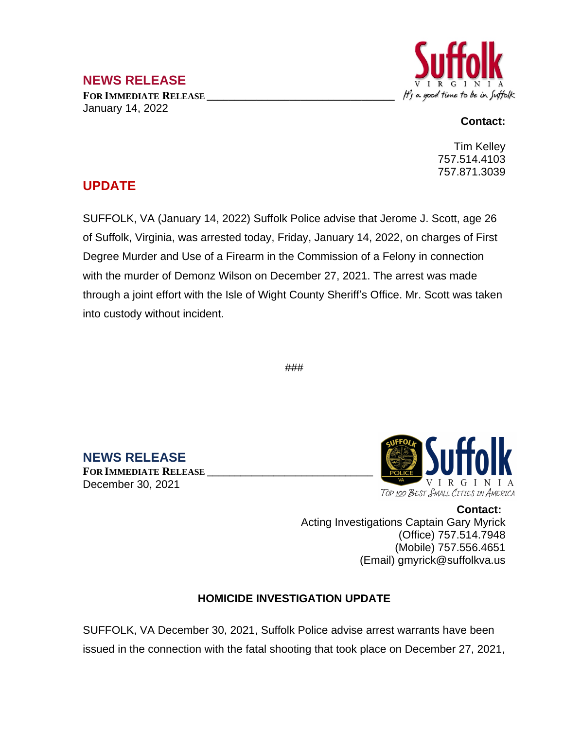## NEWS RELEASE

**FOR IMMEDIATE RELEASE**
January 14, 2022

Suffolk
VIRGINIA
It's a good time to be in Suffolk

**Contact:**

Tim Kelley
757.514.4103
757.871.3039

## UPDATE

SUFFOLK, VA (January 14, 2022) Suffolk Police advise that Jerome J. Scott, age 26 of Suffolk, Virginia, was arrested today, Friday, January 14, 2022, on charges of First Degree Murder and Use of a Firearm in the Commission of a Felony in connection with the murder of Demonz Wilson on December 27, 2021. The arrest was made through a joint effort with the Isle of Wight County Sheriff's Office. Mr. Scott was taken into custody without incident.

###

## NEWS RELEASE

**FOR IMMEDIATE RELEASE**
December 30, 2021

Suffolk
VIRGINIA
Top 100 Best Small Cities in America

**Contact:**
Acting Investigations Captain Gary Myrick
(Office) 757.514.7948
(Mobile) 757.556.4651
(Email) gmyrick@suffolkva.us

### HOMICIDE INVESTIGATION UPDATE

SUFFOLK, VA December 30, 2021, Suffolk Police advise arrest warrants have been issued in the connection with the fatal shooting that took place on December 27, 2021,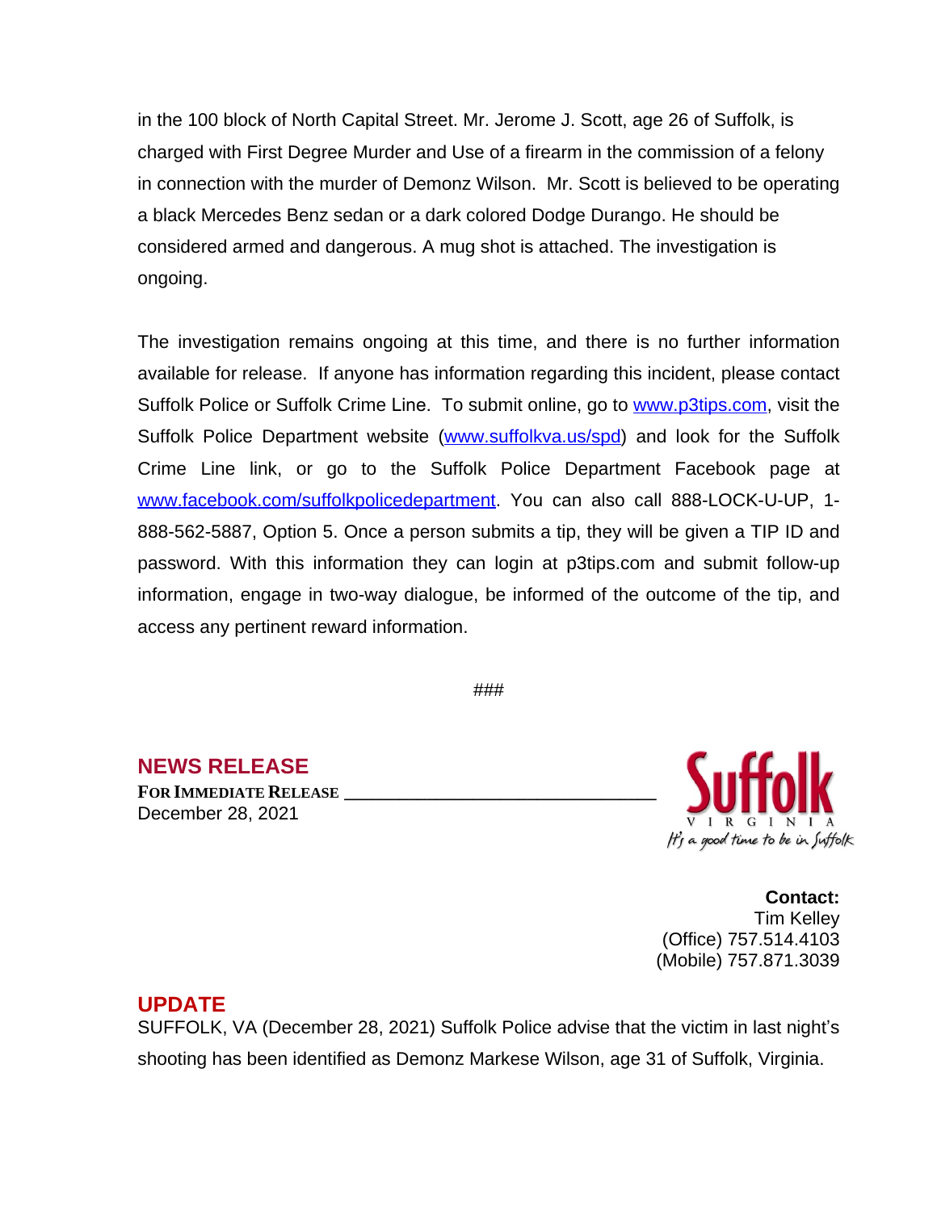in the 100 block of North Capital Street. Mr. Jerome J. Scott, age 26 of Suffolk, is charged with First Degree Murder and Use of a firearm in the commission of a felony in connection with the murder of Demonz Wilson. Mr. Scott is believed to be operating a black Mercedes Benz sedan or a dark colored Dodge Durango. He should be considered armed and dangerous. A mug shot is attached. The investigation is ongoing.

The investigation remains ongoing at this time, and there is no further information available for release. If anyone has information regarding this incident, please contact Suffolk Police or Suffolk Crime Line. To submit online, go to www.p3tips.com, visit the Suffolk Police Department website (www.suffolkva.us/spd) and look for the Suffolk Crime Line link, or go to the Suffolk Police Department Facebook page at www.facebook.com/suffolkpolicedepartment. You can also call 888-LOCK-U-UP, 1-888-562-5887, Option 5. Once a person submits a tip, they will be given a TIP ID and password. With this information they can login at p3tips.com and submit follow-up information, engage in two-way dialogue, be informed of the outcome of the tip, and access any pertinent reward information.

###

## NEWS RELEASE

**FOR IMMEDIATE RELEASE**
December 28, 2021

Suffolk
VIRGINIA
*It's a good time to be in Suffolk*

**Contact:**
Tim Kelley
(Office) 757.514.4103
(Mobile) 757.871.3039

## UPDATE

SUFFOLK, VA (December 28, 2021) Suffolk Police advise that the victim in last night's shooting has been identified as Demonz Markese Wilson, age 31 of Suffolk, Virginia.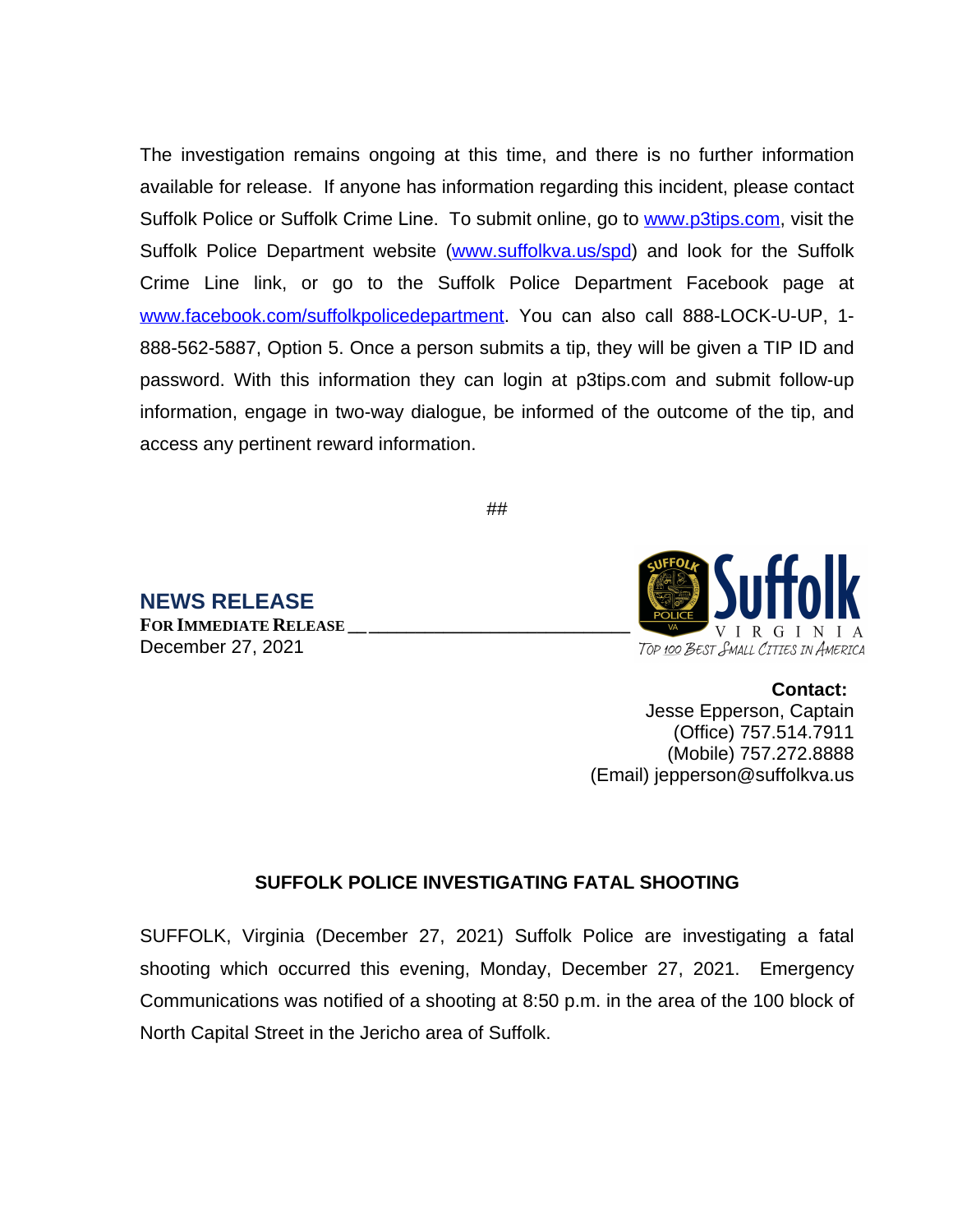The investigation remains ongoing at this time, and there is no further information available for release. If anyone has information regarding this incident, please contact Suffolk Police or Suffolk Crime Line. To submit online, go to www.p3tips.com, visit the Suffolk Police Department website (www.suffolkva.us/spd) and look for the Suffolk Crime Line link, or go to the Suffolk Police Department Facebook page at www.facebook.com/suffolkpolicedepartment. You can also call 888-LOCK-U-UP, 1-888-562-5887, Option 5. Once a person submits a tip, they will be given a TIP ID and password. With this information they can login at p3tips.com and submit follow-up information, engage in two-way dialogue, be informed of the outcome of the tip, and access any pertinent reward information.

##

**NEWS RELEASE**

**FOR IMMEDIATE RELEASE**

December 27, 2021

Suffolk VIRGINIA
TOP 100 BEST SMALL CITIES IN AMERICA

**Contact:**
Jesse Epperson, Captain
(Office) 757.514.7911
(Mobile) 757.272.8888
(Email) jepperson@suffolkva.us

**SUFFOLK POLICE INVESTIGATING FATAL SHOOTING**

SUFFOLK, Virginia (December 27, 2021) Suffolk Police are investigating a fatal shooting which occurred this evening, Monday, December 27, 2021. Emergency Communications was notified of a shooting at 8:50 p.m. in the area of the 100 block of North Capital Street in the Jericho area of Suffolk.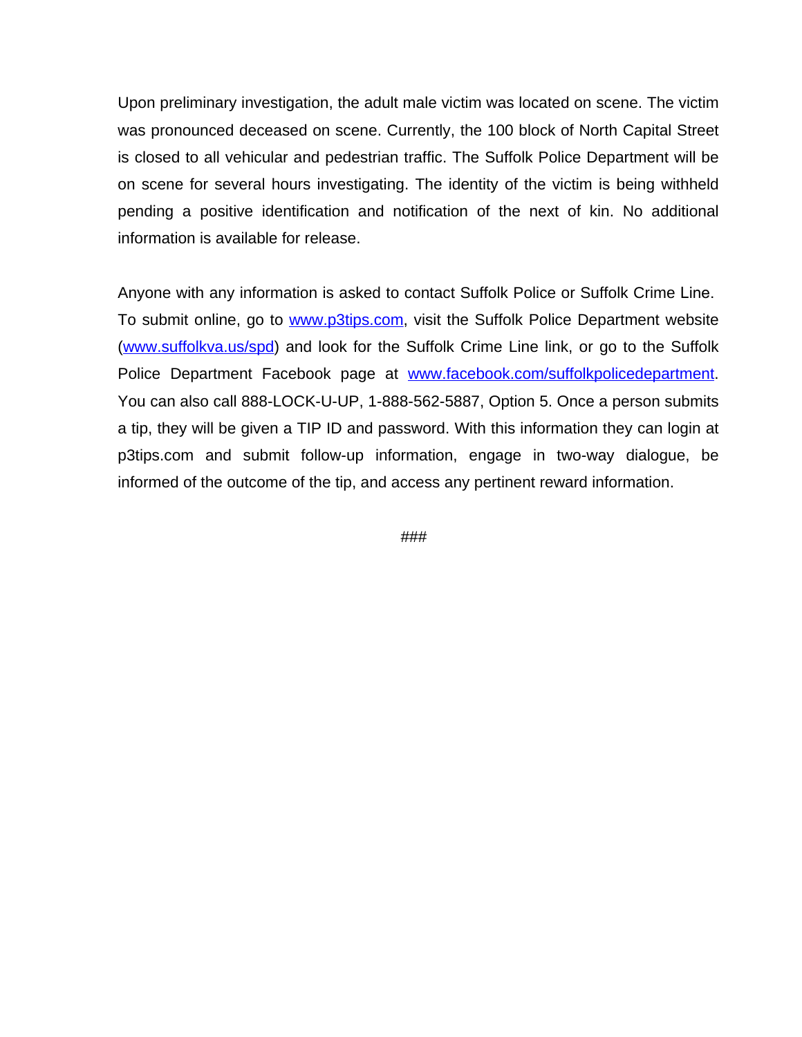Upon preliminary investigation, the adult male victim was located on scene. The victim was pronounced deceased on scene. Currently, the 100 block of North Capital Street is closed to all vehicular and pedestrian traffic. The Suffolk Police Department will be on scene for several hours investigating. The identity of the victim is being withheld pending a positive identification and notification of the next of kin. No additional information is available for release.

Anyone with any information is asked to contact Suffolk Police or Suffolk Crime Line. To submit online, go to [www.p3tips.com](http://www.p3tips.com), visit the Suffolk Police Department website ([www.suffolkva.us/spd](http://www.suffolkva.us/spd)) and look for the Suffolk Crime Line link, or go to the Suffolk Police Department Facebook page at [www.facebook.com/suffolkpolicedepartment](http://www.facebook.com/suffolkpolicedepartment). You can also call 888-LOCK-U-UP, 1-888-562-5887, Option 5. Once a person submits a tip, they will be given a TIP ID and password. With this information they can login at p3tips.com and submit follow-up information, engage in two-way dialogue, be informed of the outcome of the tip, and access any pertinent reward information.

###